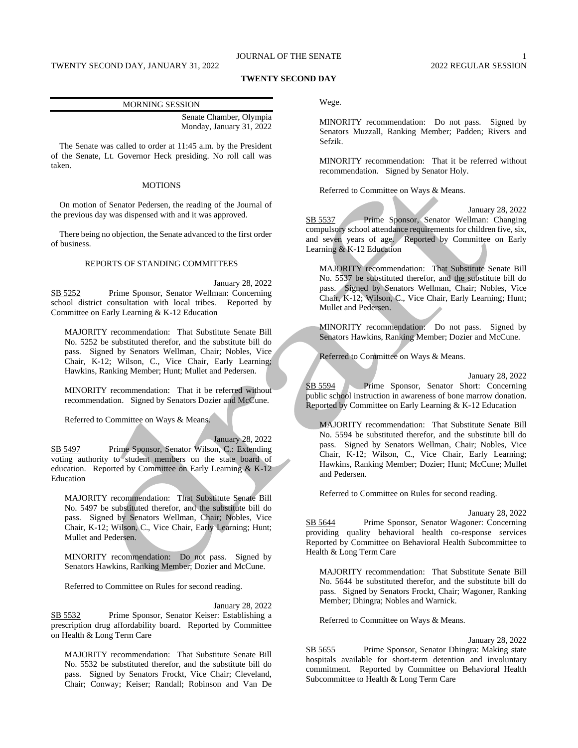## TWENTY SECOND DAY

MORNING SESSION

Senate Chamber, Olympia
Monday, January 31, 2022

The Senate was called to order at 11:45 a.m. by the President of the Senate, Lt. Governor Heck presiding. No roll call was taken.

MOTIONS

On motion of Senator Pedersen, the reading of the Journal of the previous day was dispensed with and it was approved.

There being no objection, the Senate advanced to the first order of business.

REPORTS OF STANDING COMMITTEES

January 28, 2022

SB 5252 Prime Sponsor, Senator Wellman: Concerning school district consultation with local tribes. Reported by Committee on Early Learning & K-12 Education

MAJORITY recommendation: That Substitute Senate Bill No. 5252 be substituted therefor, and the substitute bill do pass. Signed by Senators Wellman, Chair; Nobles, Vice Chair, K-12; Wilson, C., Vice Chair, Early Learning; Hawkins, Ranking Member; Hunt; Mullet and Pedersen.

MINORITY recommendation: That it be referred without recommendation. Signed by Senators Dozier and McCune.

Referred to Committee on Ways & Means.

January 28, 2022

SB 5497 Prime Sponsor, Senator Wilson, C.: Extending voting authority to student members on the state board of education. Reported by Committee on Early Learning & K-12 Education

MAJORITY recommendation: That Substitute Senate Bill No. 5497 be substituted therefor, and the substitute bill do pass. Signed by Senators Wellman, Chair; Nobles, Vice Chair, K-12; Wilson, C., Vice Chair, Early Learning; Hunt; Mullet and Pedersen.

MINORITY recommendation: Do not pass. Signed by Senators Hawkins, Ranking Member; Dozier and McCune.

Referred to Committee on Rules for second reading.

January 28, 2022

SB 5532 Prime Sponsor, Senator Keiser: Establishing a prescription drug affordability board. Reported by Committee on Health & Long Term Care

MAJORITY recommendation: That Substitute Senate Bill No. 5532 be substituted therefor, and the substitute bill do pass. Signed by Senators Frockt, Vice Chair; Cleveland, Chair; Conway; Keiser; Randall; Robinson and Van De Wege.

MINORITY recommendation: Do not pass. Signed by Senators Muzzall, Ranking Member; Padden; Rivers and Sefzik.

MINORITY recommendation: That it be referred without recommendation. Signed by Senator Holy.

Referred to Committee on Ways & Means.

January 28, 2022

SB 5537 Prime Sponsor, Senator Wellman: Changing compulsory school attendance requirements for children five, six, and seven years of age. Reported by Committee on Early Learning & K-12 Education

MAJORITY recommendation: That Substitute Senate Bill No. 5537 be substituted therefor, and the substitute bill do pass. Signed by Senators Wellman, Chair; Nobles, Vice Chair, K-12; Wilson, C., Vice Chair, Early Learning; Hunt; Mullet and Pedersen.

MINORITY recommendation: Do not pass. Signed by Senators Hawkins, Ranking Member; Dozier and McCune.

Referred to Committee on Ways & Means.

January 28, 2022

SB 5594 Prime Sponsor, Senator Short: Concerning public school instruction in awareness of bone marrow donation. Reported by Committee on Early Learning & K-12 Education

MAJORITY recommendation: That Substitute Senate Bill No. 5594 be substituted therefor, and the substitute bill do pass. Signed by Senators Wellman, Chair; Nobles, Vice Chair, K-12; Wilson, C., Vice Chair, Early Learning; Hawkins, Ranking Member; Dozier; Hunt; McCune; Mullet and Pedersen.

Referred to Committee on Rules for second reading.

January 28, 2022

SB 5644 Prime Sponsor, Senator Wagoner: Concerning providing quality behavioral health co-response services Reported by Committee on Behavioral Health Subcommittee to Health & Long Term Care

MAJORITY recommendation: That Substitute Senate Bill No. 5644 be substituted therefor, and the substitute bill do pass. Signed by Senators Frockt, Chair; Wagoner, Ranking Member; Dhingra; Nobles and Warnick.

Referred to Committee on Ways & Means.

January 28, 2022

SB 5655 Prime Sponsor, Senator Dhingra: Making state hospitals available for short-term detention and involuntary commitment. Reported by Committee on Behavioral Health Subcommittee to Health & Long Term Care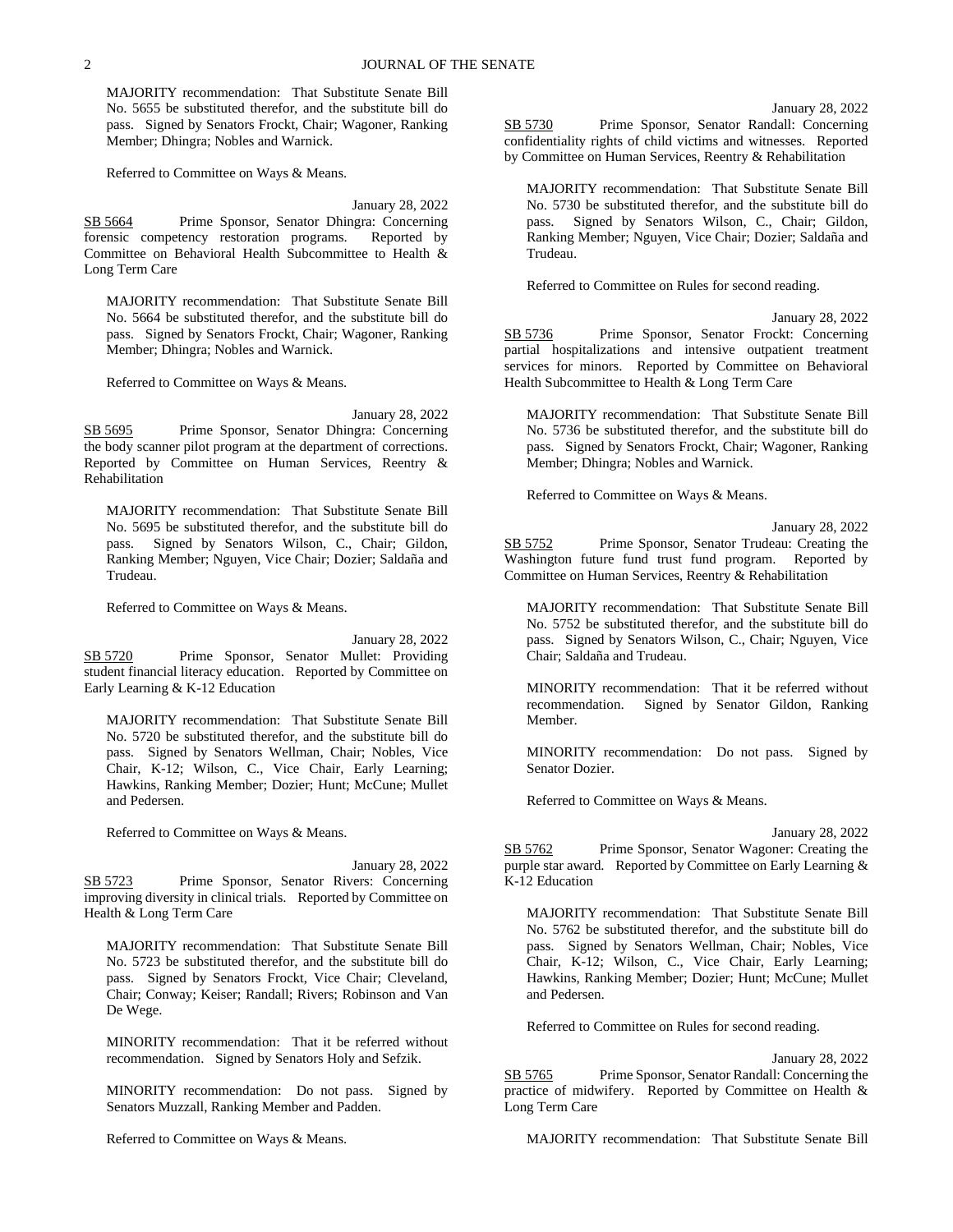MAJORITY recommendation: That Substitute Senate Bill No. 5655 be substituted therefor, and the substitute bill do pass. Signed by Senators Frockt, Chair; Wagoner, Ranking Member; Dhingra; Nobles and Warnick.

Referred to Committee on Ways & Means.

January 28, 2022

SB 5664 Prime Sponsor, Senator Dhingra: Concerning forensic competency restoration programs. Reported by Committee on Behavioral Health Subcommittee to Health & Long Term Care

MAJORITY recommendation: That Substitute Senate Bill No. 5664 be substituted therefor, and the substitute bill do pass. Signed by Senators Frockt, Chair; Wagoner, Ranking Member; Dhingra; Nobles and Warnick.

Referred to Committee on Ways & Means.

January 28, 2022

SB 5695 Prime Sponsor, Senator Dhingra: Concerning the body scanner pilot program at the department of corrections. Reported by Committee on Human Services, Reentry & Rehabilitation

MAJORITY recommendation: That Substitute Senate Bill No. 5695 be substituted therefor, and the substitute bill do pass. Signed by Senators Wilson, C., Chair; Gildon, Ranking Member; Nguyen, Vice Chair; Dozier; Saldaña and Trudeau.

Referred to Committee on Ways & Means.

January 28, 2022

SB 5720 Prime Sponsor, Senator Mullet: Providing student financial literacy education. Reported by Committee on Early Learning & K-12 Education

MAJORITY recommendation: That Substitute Senate Bill No. 5720 be substituted therefor, and the substitute bill do pass. Signed by Senators Wellman, Chair; Nobles, Vice Chair, K-12; Wilson, C., Vice Chair, Early Learning; Hawkins, Ranking Member; Dozier; Hunt; McCune; Mullet and Pedersen.

Referred to Committee on Ways & Means.

January 28, 2022

SB 5723 Prime Sponsor, Senator Rivers: Concerning improving diversity in clinical trials. Reported by Committee on Health & Long Term Care

MAJORITY recommendation: That Substitute Senate Bill No. 5723 be substituted therefor, and the substitute bill do pass. Signed by Senators Frockt, Vice Chair; Cleveland, Chair; Conway; Keiser; Randall; Rivers; Robinson and Van De Wege.

MINORITY recommendation: That it be referred without recommendation. Signed by Senators Holy and Sefzik.

MINORITY recommendation: Do not pass. Signed by Senators Muzzall, Ranking Member and Padden.

Referred to Committee on Ways & Means.

January 28, 2022

SB 5730 Prime Sponsor, Senator Randall: Concerning confidentiality rights of child victims and witnesses. Reported by Committee on Human Services, Reentry & Rehabilitation

MAJORITY recommendation: That Substitute Senate Bill No. 5730 be substituted therefor, and the substitute bill do pass. Signed by Senators Wilson, C., Chair; Gildon, Ranking Member; Nguyen, Vice Chair; Dozier; Saldaña and Trudeau.

Referred to Committee on Rules for second reading.

January 28, 2022

SB 5736 Prime Sponsor, Senator Frockt: Concerning partial hospitalizations and intensive outpatient treatment services for minors. Reported by Committee on Behavioral Health Subcommittee to Health & Long Term Care

MAJORITY recommendation: That Substitute Senate Bill No. 5736 be substituted therefor, and the substitute bill do pass. Signed by Senators Frockt, Chair; Wagoner, Ranking Member; Dhingra; Nobles and Warnick.

Referred to Committee on Ways & Means.

January 28, 2022

SB 5752 Prime Sponsor, Senator Trudeau: Creating the Washington future fund trust fund program. Reported by Committee on Human Services, Reentry & Rehabilitation

MAJORITY recommendation: That Substitute Senate Bill No. 5752 be substituted therefor, and the substitute bill do pass. Signed by Senators Wilson, C., Chair; Nguyen, Vice Chair; Saldaña and Trudeau.

MINORITY recommendation: That it be referred without recommendation. Signed by Senator Gildon, Ranking Member.

MINORITY recommendation: Do not pass. Signed by Senator Dozier.

Referred to Committee on Ways & Means.

January 28, 2022

SB 5762 Prime Sponsor, Senator Wagoner: Creating the purple star award. Reported by Committee on Early Learning & K-12 Education

MAJORITY recommendation: That Substitute Senate Bill No. 5762 be substituted therefor, and the substitute bill do pass. Signed by Senators Wellman, Chair; Nobles, Vice Chair, K-12; Wilson, C., Vice Chair, Early Learning; Hawkins, Ranking Member; Dozier; Hunt; McCune; Mullet and Pedersen.

Referred to Committee on Rules for second reading.

January 28, 2022

SB 5765 Prime Sponsor, Senator Randall: Concerning the practice of midwifery. Reported by Committee on Health & Long Term Care

MAJORITY recommendation: That Substitute Senate Bill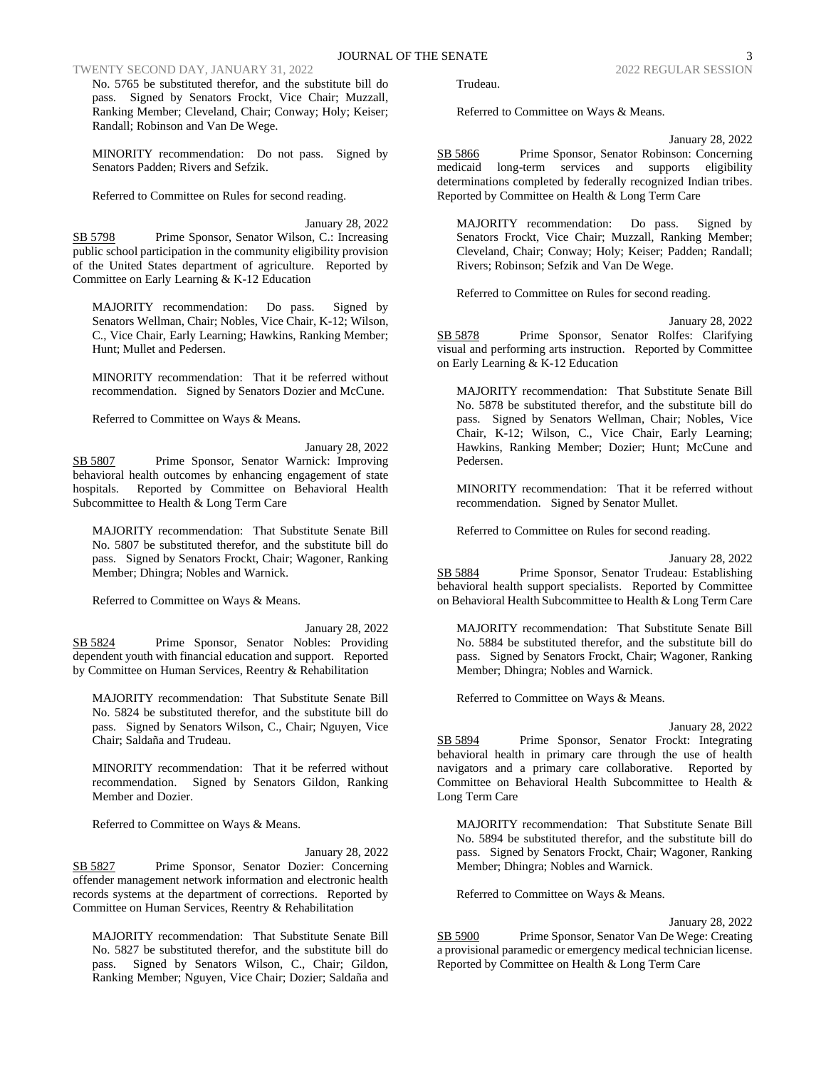No. 5765 be substituted therefor, and the substitute bill do pass. Signed by Senators Frockt, Vice Chair; Muzzall, Ranking Member; Cleveland, Chair; Conway; Holy; Keiser; Randall; Robinson and Van De Wege.

MINORITY recommendation: Do not pass. Signed by Senators Padden; Rivers and Sefzik.

Referred to Committee on Rules for second reading.

January 28, 2022

SB 5798 Prime Sponsor, Senator Wilson, C.: Increasing public school participation in the community eligibility provision of the United States department of agriculture. Reported by Committee on Early Learning & K-12 Education

MAJORITY recommendation: Do pass. Signed by Senators Wellman, Chair; Nobles, Vice Chair, K-12; Wilson, C., Vice Chair, Early Learning; Hawkins, Ranking Member; Hunt; Mullet and Pedersen.

MINORITY recommendation: That it be referred without recommendation. Signed by Senators Dozier and McCune.

Referred to Committee on Ways & Means.

January 28, 2022

SB 5807 Prime Sponsor, Senator Warnick: Improving behavioral health outcomes by enhancing engagement of state hospitals. Reported by Committee on Behavioral Health Subcommittee to Health & Long Term Care

MAJORITY recommendation: That Substitute Senate Bill No. 5807 be substituted therefor, and the substitute bill do pass. Signed by Senators Frockt, Chair; Wagoner, Ranking Member; Dhingra; Nobles and Warnick.

Referred to Committee on Ways & Means.

January 28, 2022

SB 5824 Prime Sponsor, Senator Nobles: Providing dependent youth with financial education and support. Reported by Committee on Human Services, Reentry & Rehabilitation

MAJORITY recommendation: That Substitute Senate Bill No. 5824 be substituted therefor, and the substitute bill do pass. Signed by Senators Wilson, C., Chair; Nguyen, Vice Chair; Saldaña and Trudeau.

MINORITY recommendation: That it be referred without recommendation. Signed by Senators Gildon, Ranking Member and Dozier.

Referred to Committee on Ways & Means.

January 28, 2022

SB 5827 Prime Sponsor, Senator Dozier: Concerning offender management network information and electronic health records systems at the department of corrections. Reported by Committee on Human Services, Reentry & Rehabilitation

MAJORITY recommendation: That Substitute Senate Bill No. 5827 be substituted therefor, and the substitute bill do pass. Signed by Senators Wilson, C., Chair; Gildon, Ranking Member; Nguyen, Vice Chair; Dozier; Saldaña and Trudeau.

Referred to Committee on Ways & Means.

January 28, 2022

SB 5866 Prime Sponsor, Senator Robinson: Concerning medicaid long-term services and supports eligibility determinations completed by federally recognized Indian tribes. Reported by Committee on Health & Long Term Care

MAJORITY recommendation: Do pass. Signed by Senators Frockt, Vice Chair; Muzzall, Ranking Member; Cleveland, Chair; Conway; Holy; Keiser; Padden; Randall; Rivers; Robinson; Sefzik and Van De Wege.

Referred to Committee on Rules for second reading.

January 28, 2022

SB 5878 Prime Sponsor, Senator Rolfes: Clarifying visual and performing arts instruction. Reported by Committee on Early Learning & K-12 Education

MAJORITY recommendation: That Substitute Senate Bill No. 5878 be substituted therefor, and the substitute bill do pass. Signed by Senators Wellman, Chair; Nobles, Vice Chair, K-12; Wilson, C., Vice Chair, Early Learning; Hawkins, Ranking Member; Dozier; Hunt; McCune and Pedersen.

MINORITY recommendation: That it be referred without recommendation. Signed by Senator Mullet.

Referred to Committee on Rules for second reading.

January 28, 2022

SB 5884 Prime Sponsor, Senator Trudeau: Establishing behavioral health support specialists. Reported by Committee on Behavioral Health Subcommittee to Health & Long Term Care

MAJORITY recommendation: That Substitute Senate Bill No. 5884 be substituted therefor, and the substitute bill do pass. Signed by Senators Frockt, Chair; Wagoner, Ranking Member; Dhingra; Nobles and Warnick.

Referred to Committee on Ways & Means.

January 28, 2022

SB 5894 Prime Sponsor, Senator Frockt: Integrating behavioral health in primary care through the use of health navigators and a primary care collaborative. Reported by Committee on Behavioral Health Subcommittee to Health & Long Term Care

MAJORITY recommendation: That Substitute Senate Bill No. 5894 be substituted therefor, and the substitute bill do pass. Signed by Senators Frockt, Chair; Wagoner, Ranking Member; Dhingra; Nobles and Warnick.

Referred to Committee on Ways & Means.

January 28, 2022

SB 5900 Prime Sponsor, Senator Van De Wege: Creating a provisional paramedic or emergency medical technician license. Reported by Committee on Health & Long Term Care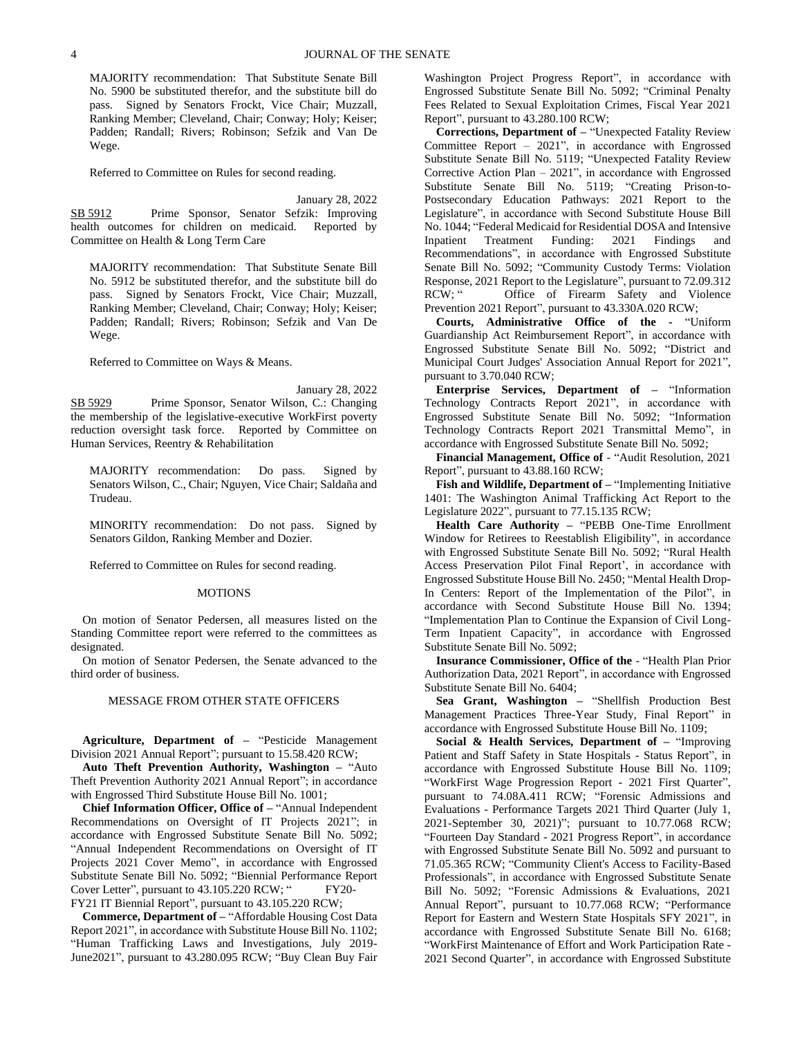MAJORITY recommendation: That Substitute Senate Bill No. 5900 be substituted therefor, and the substitute bill do pass. Signed by Senators Frockt, Vice Chair; Muzzall, Ranking Member; Cleveland, Chair; Conway; Holy; Keiser; Padden; Randall; Rivers; Robinson; Sefzik and Van De Wege.

Referred to Committee on Rules for second reading.

January 28, 2022

SB 5912 Prime Sponsor, Senator Sefzik: Improving health outcomes for children on medicaid. Reported by Committee on Health & Long Term Care

MAJORITY recommendation: That Substitute Senate Bill No. 5912 be substituted therefor, and the substitute bill do pass. Signed by Senators Frockt, Vice Chair; Muzzall, Ranking Member; Cleveland, Chair; Conway; Holy; Keiser; Padden; Randall; Rivers; Robinson; Sefzik and Van De Wege.

Referred to Committee on Ways & Means.

January 28, 2022

SB 5929 Prime Sponsor, Senator Wilson, C.: Changing the membership of the legislative-executive WorkFirst poverty reduction oversight task force. Reported by Committee on Human Services, Reentry & Rehabilitation

MAJORITY recommendation: Do pass. Signed by Senators Wilson, C., Chair; Nguyen, Vice Chair; Saldaña and Trudeau.

MINORITY recommendation: Do not pass. Signed by Senators Gildon, Ranking Member and Dozier.

Referred to Committee on Rules for second reading.

## MOTIONS

On motion of Senator Pedersen, all measures listed on the Standing Committee report were referred to the committees as designated.

On motion of Senator Pedersen, the Senate advanced to the third order of business.

## MESSAGE FROM OTHER STATE OFFICERS

**Agriculture, Department of –** "Pesticide Management Division 2021 Annual Report"; pursuant to 15.58.420 RCW;

**Auto Theft Prevention Authority, Washington –** "Auto Theft Prevention Authority 2021 Annual Report"; in accordance with Engrossed Third Substitute House Bill No. 1001;

**Chief Information Officer, Office of –** "Annual Independent Recommendations on Oversight of IT Projects 2021"; in accordance with Engrossed Substitute Senate Bill No. 5092; "Annual Independent Recommendations on Oversight of IT Projects 2021 Cover Memo", in accordance with Engrossed Substitute Senate Bill No. 5092; "Biennial Performance Report Cover Letter", pursuant to 43.105.220 RCW; " FY20-FY21 IT Biennial Report", pursuant to 43.105.220 RCW;

**Commerce, Department of –** "Affordable Housing Cost Data Report 2021", in accordance with Substitute House Bill No. 1102; "Human Trafficking Laws and Investigations, July 2019-June2021", pursuant to 43.280.095 RCW; "Buy Clean Buy Fair Washington Project Progress Report", in accordance with Engrossed Substitute Senate Bill No. 5092; "Criminal Penalty Fees Related to Sexual Exploitation Crimes, Fiscal Year 2021 Report", pursuant to 43.280.100 RCW;

**Corrections, Department of –** "Unexpected Fatality Review Committee Report – 2021", in accordance with Engrossed Substitute Senate Bill No. 5119; "Unexpected Fatality Review Corrective Action Plan – 2021", in accordance with Engrossed Substitute Senate Bill No. 5119; "Creating Prison-to-Postsecondary Education Pathways: 2021 Report to the Legislature", in accordance with Second Substitute House Bill No. 1044; "Federal Medicaid for Residential DOSA and Intensive Inpatient Treatment Funding: 2021 Findings and Recommendations", in accordance with Engrossed Substitute Senate Bill No. 5092; "Community Custody Terms: Violation Response, 2021 Report to the Legislature", pursuant to 72.09.312 RCW; " Office of Firearm Safety and Violence Prevention 2021 Report", pursuant to 43.330A.020 RCW;

**Courts, Administrative Office of the -** "Uniform Guardianship Act Reimbursement Report", in accordance with Engrossed Substitute Senate Bill No. 5092; "District and Municipal Court Judges' Association Annual Report for 2021", pursuant to 3.70.040 RCW;

**Enterprise Services, Department of –** "Information Technology Contracts Report 2021", in accordance with Engrossed Substitute Senate Bill No. 5092; "Information Technology Contracts Report 2021 Transmittal Memo", in accordance with Engrossed Substitute Senate Bill No. 5092;

**Financial Management, Office of** - "Audit Resolution, 2021 Report", pursuant to 43.88.160 RCW;

**Fish and Wildlife, Department of –** "Implementing Initiative 1401: The Washington Animal Trafficking Act Report to the Legislature 2022", pursuant to 77.15.135 RCW;

**Health Care Authority –** "PEBB One-Time Enrollment Window for Retirees to Reestablish Eligibility", in accordance with Engrossed Substitute Senate Bill No. 5092; "Rural Health Access Preservation Pilot Final Report', in accordance with Engrossed Substitute House Bill No. 2450; "Mental Health Drop-In Centers: Report of the Implementation of the Pilot", in accordance with Second Substitute House Bill No. 1394; "Implementation Plan to Continue the Expansion of Civil Long-Term Inpatient Capacity", in accordance with Engrossed Substitute Senate Bill No. 5092;

**Insurance Commissioner, Office of the** - "Health Plan Prior Authorization Data, 2021 Report", in accordance with Engrossed Substitute Senate Bill No. 6404;

**Sea Grant, Washington –** "Shellfish Production Best Management Practices Three-Year Study, Final Report" in accordance with Engrossed Substitute House Bill No. 1109;

**Social & Health Services, Department of –** "Improving Patient and Staff Safety in State Hospitals - Status Report", in accordance with Engrossed Substitute House Bill No. 1109; "WorkFirst Wage Progression Report - 2021 First Quarter", pursuant to 74.08A.411 RCW; "Forensic Admissions and Evaluations - Performance Targets 2021 Third Quarter (July 1, 2021-September 30, 2021)"; pursuant to 10.77.068 RCW; "Fourteen Day Standard - 2021 Progress Report", in accordance with Engrossed Substitute Senate Bill No. 5092 and pursuant to 71.05.365 RCW; "Community Client's Access to Facility-Based Professionals", in accordance with Engrossed Substitute Senate Bill No. 5092; "Forensic Admissions & Evaluations, 2021 Annual Report", pursuant to 10.77.068 RCW; "Performance Report for Eastern and Western State Hospitals SFY 2021", in accordance with Engrossed Substitute Senate Bill No. 6168; "WorkFirst Maintenance of Effort and Work Participation Rate - 2021 Second Quarter", in accordance with Engrossed Substitute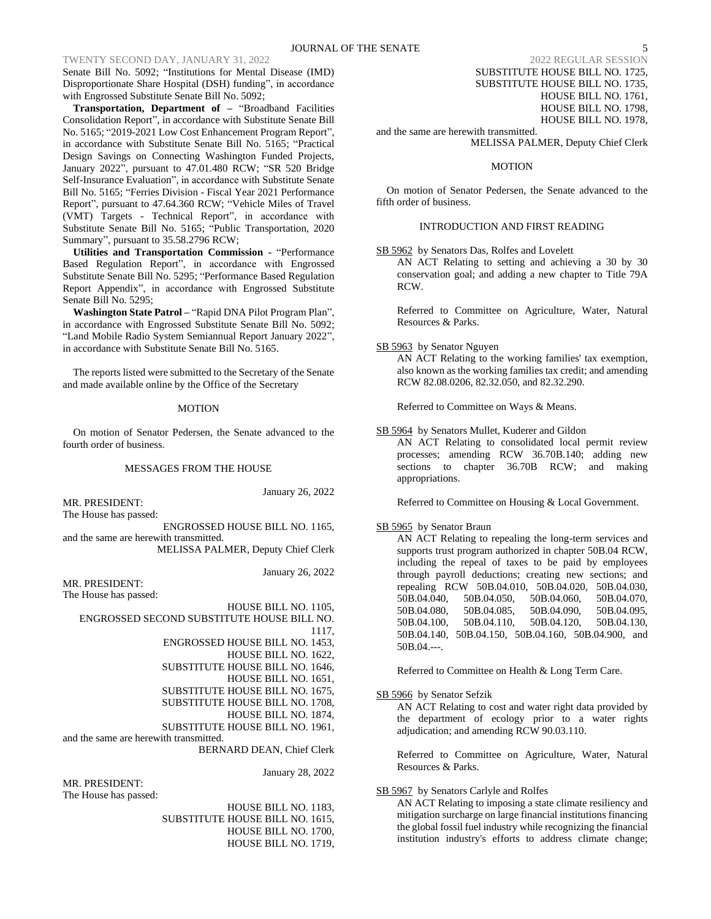Senate Bill No. 5092; "Institutions for Mental Disease (IMD) Disproportionate Share Hospital (DSH) funding", in accordance with Engrossed Substitute Senate Bill No. 5092;

**Transportation, Department of** – "Broadband Facilities Consolidation Report", in accordance with Substitute Senate Bill No. 5165; "2019-2021 Low Cost Enhancement Program Report", in accordance with Substitute Senate Bill No. 5165; "Practical Design Savings on Connecting Washington Funded Projects, January 2022", pursuant to 47.01.480 RCW; "SR 520 Bridge Self-Insurance Evaluation", in accordance with Substitute Senate Bill No. 5165; "Ferries Division - Fiscal Year 2021 Performance Report", pursuant to 47.64.360 RCW; "Vehicle Miles of Travel (VMT) Targets - Technical Report", in accordance with Substitute Senate Bill No. 5165; "Public Transportation, 2020 Summary", pursuant to 35.58.2796 RCW;

**Utilities and Transportation Commission** - "Performance Based Regulation Report", in accordance with Engrossed Substitute Senate Bill No. 5295; "Performance Based Regulation Report Appendix", in accordance with Engrossed Substitute Senate Bill No. 5295;

**Washington State Patrol** – "Rapid DNA Pilot Program Plan", in accordance with Engrossed Substitute Senate Bill No. 5092; "Land Mobile Radio System Semiannual Report January 2022", in accordance with Substitute Senate Bill No. 5165.

The reports listed were submitted to the Secretary of the Senate and made available online by the Office of the Secretary

MOTION

On motion of Senator Pedersen, the Senate advanced to the fourth order of business.

MESSAGES FROM THE HOUSE

January 26, 2022

MR. PRESIDENT:
The House has passed:

ENGROSSED HOUSE BILL NO. 1165,

and the same are herewith transmitted.

MELISSA PALMER, Deputy Chief Clerk

January 26, 2022

MR. PRESIDENT:
The House has passed:

HOUSE BILL NO. 1105,
ENGROSSED SECOND SUBSTITUTE HOUSE BILL NO. 1117,
ENGROSSED HOUSE BILL NO. 1453,
HOUSE BILL NO. 1622,
SUBSTITUTE HOUSE BILL NO. 1646,
HOUSE BILL NO. 1651,
SUBSTITUTE HOUSE BILL NO. 1675,
SUBSTITUTE HOUSE BILL NO. 1708,
HOUSE BILL NO. 1874,
SUBSTITUTE HOUSE BILL NO. 1961,

and the same are herewith transmitted.

BERNARD DEAN, Chief Clerk

January 28, 2022

MR. PRESIDENT:
The House has passed:

HOUSE BILL NO. 1183,
SUBSTITUTE HOUSE BILL NO. 1615,
HOUSE BILL NO. 1700,
HOUSE BILL NO. 1719,
SUBSTITUTE HOUSE BILL NO. 1725,
SUBSTITUTE HOUSE BILL NO. 1735,
HOUSE BILL NO. 1761,
HOUSE BILL NO. 1798,
HOUSE BILL NO. 1978,

and the same are herewith transmitted.

MELISSA PALMER, Deputy Chief Clerk

MOTION

On motion of Senator Pedersen, the Senate advanced to the fifth order of business.

INTRODUCTION AND FIRST READING

SB 5962 by Senators Das, Rolfes and Lovelett

AN ACT Relating to setting and achieving a 30 by 30 conservation goal; and adding a new chapter to Title 79A RCW.

Referred to Committee on Agriculture, Water, Natural Resources & Parks.

SB 5963 by Senator Nguyen

AN ACT Relating to the working families' tax exemption, also known as the working families tax credit; and amending RCW 82.08.0206, 82.32.050, and 82.32.290.

Referred to Committee on Ways & Means.

SB 5964 by Senators Mullet, Kuderer and Gildon

AN ACT Relating to consolidated local permit review processes; amending RCW 36.70B.140; adding new sections to chapter 36.70B RCW; and making appropriations.

Referred to Committee on Housing & Local Government.

SB 5965 by Senator Braun

AN ACT Relating to repealing the long-term services and supports trust program authorized in chapter 50B.04 RCW, including the repeal of taxes to be paid by employees through payroll deductions; creating new sections; and repealing RCW 50B.04.010, 50B.04.020, 50B.04.030, 50B.04.040, 50B.04.050, 50B.04.060, 50B.04.070, 50B.04.080, 50B.04.085, 50B.04.090, 50B.04.095, 50B.04.100, 50B.04.110, 50B.04.120, 50B.04.130, 50B.04.140, 50B.04.150, 50B.04.160, 50B.04.900, and 50B.04.---.

Referred to Committee on Health & Long Term Care.

SB 5966 by Senator Sefzik

AN ACT Relating to cost and water right data provided by the department of ecology prior to a water rights adjudication; and amending RCW 90.03.110.

Referred to Committee on Agriculture, Water, Natural Resources & Parks.

SB 5967 by Senators Carlyle and Rolfes

AN ACT Relating to imposing a state climate resiliency and mitigation surcharge on large financial institutions financing the global fossil fuel industry while recognizing the financial institution industry's efforts to address climate change;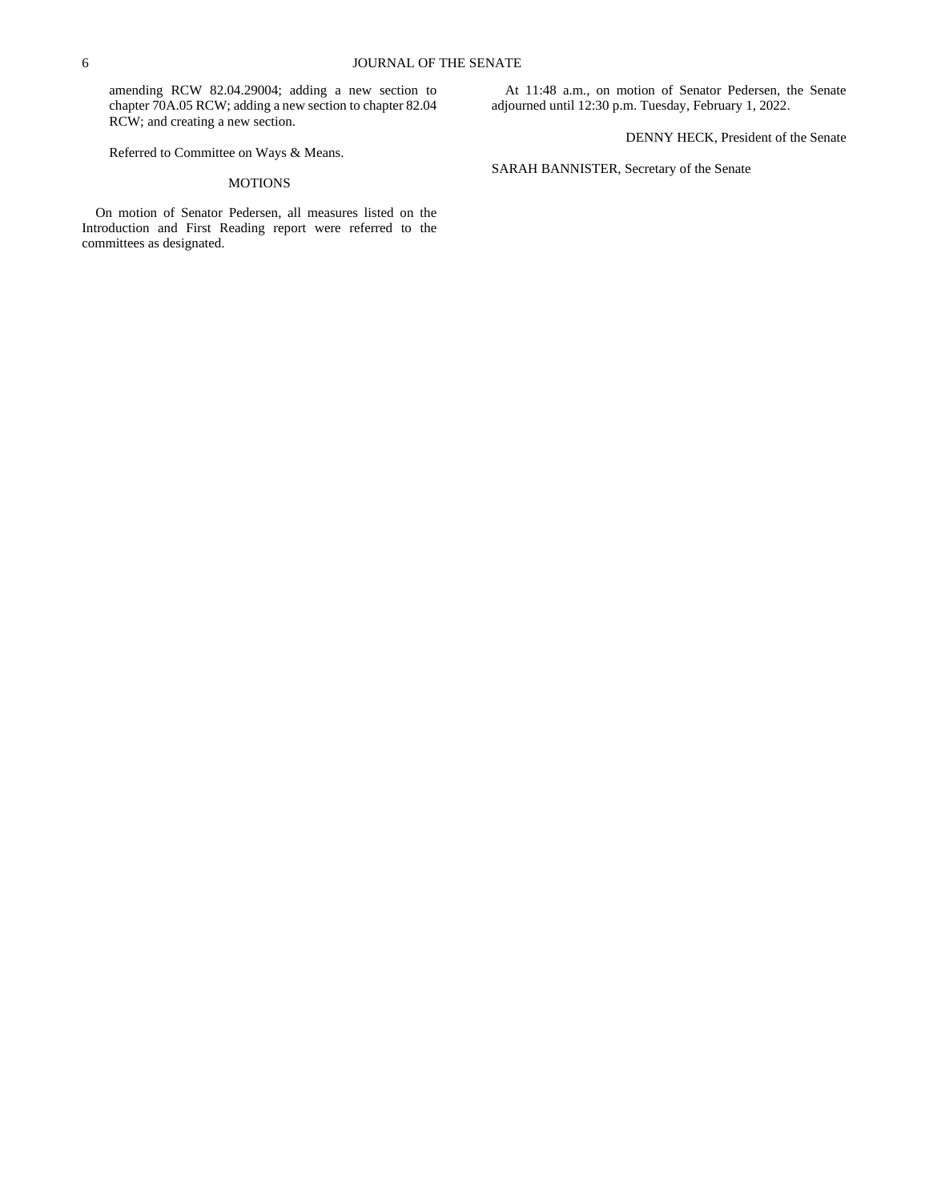amending RCW 82.04.29004; adding a new section to chapter 70A.05 RCW; adding a new section to chapter 82.04 RCW; and creating a new section.

Referred to Committee on Ways & Means.

MOTIONS

On motion of Senator Pedersen, all measures listed on the Introduction and First Reading report were referred to the committees as designated.

At 11:48 a.m., on motion of Senator Pedersen, the Senate adjourned until 12:30 p.m. Tuesday, February 1, 2022.

DENNY HECK, President of the Senate

SARAH BANNISTER, Secretary of the Senate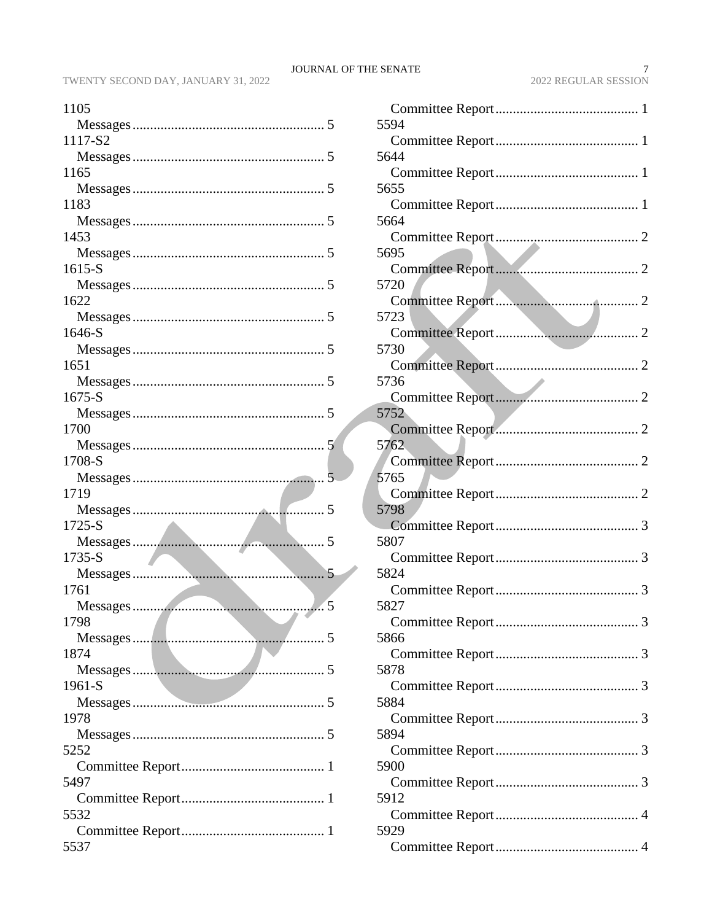1105
    Messages....................................................... 5
1117-S2
    Messages....................................................... 5
1165
    Messages....................................................... 5
1183
    Messages....................................................... 5
1453
    Messages....................................................... 5
1615-S
    Messages....................................................... 5
1622
    Messages....................................................... 5
1646-S
    Messages....................................................... 5
1651
    Messages....................................................... 5
1675-S
    Messages....................................................... 5
1700
    Messages....................................................... 5
1708-S
    Messages....................................................... 5
1719
    Messages....................................................... 5
1725-S
    Messages....................................................... 5
1735-S
    Messages....................................................... 5
1761
    Messages....................................................... 5
1798
    Messages....................................................... 5
1874
    Messages....................................................... 5
1961-S
    Messages....................................................... 5
1978
    Messages....................................................... 5
5252
    Committee Report......................................... 1
5497
    Committee Report......................................... 1
5532
    Committee Report......................................... 1
5537
    Committee Report......................................... 1
5594
    Committee Report......................................... 1
5644
    Committee Report......................................... 1
5655
    Committee Report......................................... 1
5664
    Committee Report......................................... 2
5695
    Committee Report......................................... 2
5720
    Committee Report......................................... 2
5723
    Committee Report......................................... 2
5730
    Committee Report......................................... 2
5736
    Committee Report......................................... 2
5752
    Committee Report......................................... 2
5762
    Committee Report......................................... 2
5765
    Committee Report......................................... 2
5798
    Committee Report......................................... 3
5807
    Committee Report......................................... 3
5824
    Committee Report......................................... 3
5827
    Committee Report......................................... 3
5866
    Committee Report......................................... 3
5878
    Committee Report......................................... 3
5884
    Committee Report......................................... 3
5894
    Committee Report......................................... 3
5900
    Committee Report......................................... 3
5912
    Committee Report......................................... 4
5929
    Committee Report......................................... 4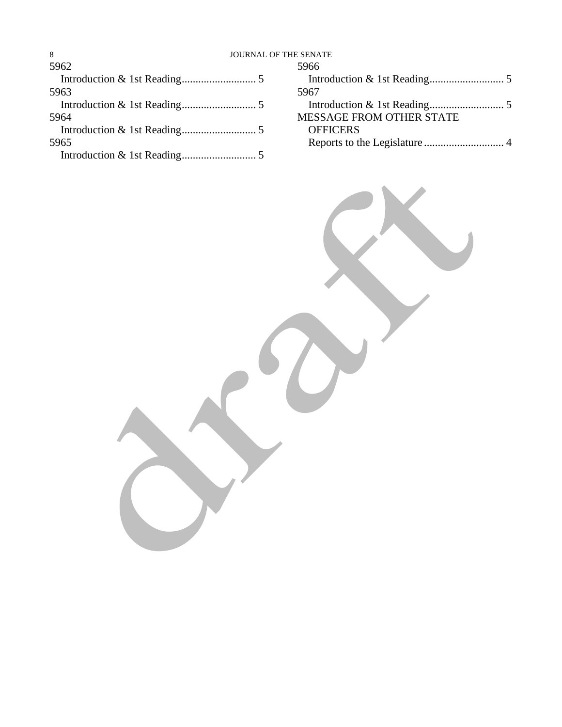5962

Introduction & 1st Reading........................... 5

5963

Introduction & 1st Reading........................... 5

5964

Introduction & 1st Reading........................... 5

5965

Introduction & 1st Reading........................... 5

5966

Introduction & 1st Reading........................... 5

5967

Introduction & 1st Reading........................... 5

MESSAGE FROM OTHER STATE OFFICERS

Reports to the Legislature............................. 4